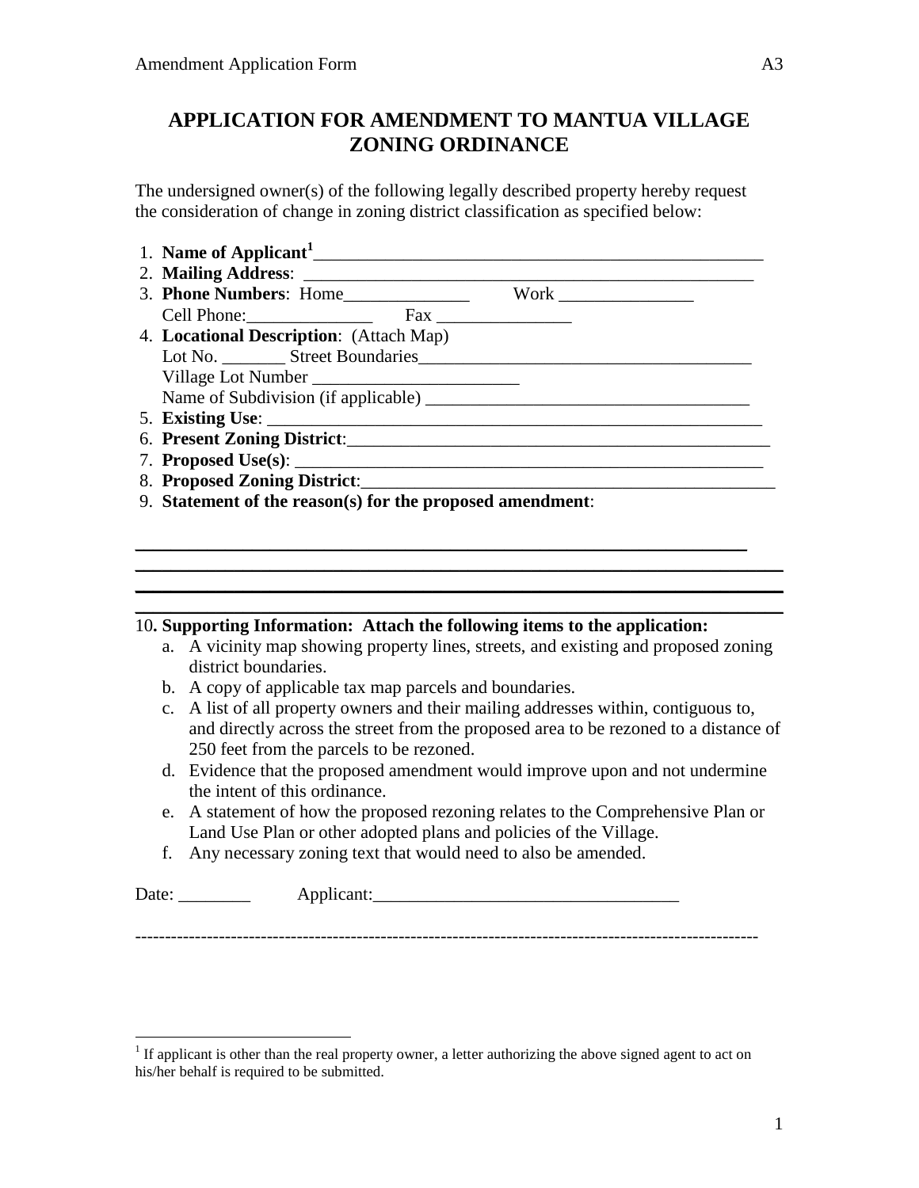# APPLICATION FOR AMENDMENT TO MANTUA VILLAGE ZONING ORDINANCE

The undersigned owner(s) of the following legally described property hereby request the consideration of change in zoning district classification as specified below:

1. **Name of Applicant**[1]\_\_\_\_\_\_\_\_\_\_\_\_\_\_\_\_\_\_\_\_\_\_\_\_\_\_\_\_\_\_\_\_\_\_\_\_\_\_\_\_\_\_\_\_\_\_\_\_\_\_
2. **Mailing Address**: \_\_\_\_\_\_\_\_\_\_\_\_\_\_\_\_\_\_\_\_\_\_\_\_\_\_\_\_\_\_\_\_\_\_\_\_\_\_\_\_\_\_\_\_\_\_\_\_\_\_
3. **Phone Numbers**: Home\_\_\_\_\_\_\_\_\_\_\_\_\_\_ Work \_\_\_\_\_\_\_\_\_\_\_\_\_\_\_
   Cell Phone:\_\_\_\_\_\_\_\_\_\_\_\_\_\_ Fax \_\_\_\_\_\_\_\_\_\_\_\_\_\_\_
4. **Locational Description**: (Attach Map)
   Lot No. \_\_\_\_\_\_\_ Street Boundaries\_\_\_\_\_\_\_\_\_\_\_\_\_\_\_\_\_\_\_\_\_\_\_\_\_\_\_\_\_\_\_\_\_\_\_\_\_
   Village Lot Number \_\_\_\_\_\_\_\_\_\_\_\_\_\_\_\_\_\_\_\_\_\_\_
   Name of Subdivision (if applicable) \_\_\_\_\_\_\_\_\_\_\_\_\_\_\_\_\_\_\_\_\_\_\_\_\_\_\_\_\_\_\_\_\_\_\_\_
5. **Existing Use**: \_\_\_\_\_\_\_\_\_\_\_\_\_\_\_\_\_\_\_\_\_\_\_\_\_\_\_\_\_\_\_\_\_\_\_\_\_\_\_\_\_\_\_\_\_\_\_\_\_\_\_\_\_\_
6. **Present Zoning District**:\_\_\_\_\_\_\_\_\_\_\_\_\_\_\_\_\_\_\_\_\_\_\_\_\_\_\_\_\_\_\_\_\_\_\_\_\_\_\_\_\_\_\_\_\_\_\_\_\_
7. **Proposed Use(s)**: \_\_\_\_\_\_\_\_\_\_\_\_\_\_\_\_\_\_\_\_\_\_\_\_\_\_\_\_\_\_\_\_\_\_\_\_\_\_\_\_\_\_\_\_\_\_\_\_\_\_\_
8. **Proposed Zoning District**:\_\_\_\_\_\_\_\_\_\_\_\_\_\_\_\_\_\_\_\_\_\_\_\_\_\_\_\_\_\_\_\_\_\_\_\_\_\_\_\_\_\_\_\_\_\_\_
9. **Statement of the reason(s) for the proposed amendment**:

\_\_\_\_\_\_\_\_\_\_\_\_\_\_\_\_\_\_\_\_\_\_\_\_\_\_\_\_\_\_\_\_\_\_\_\_\_\_\_\_\_\_\_\_\_\_\_\_\_\_\_\_\_\_\_\_\_\_\_\_\_\_\_\_\_\_\_\_\_\_
\_\_\_\_\_\_\_\_\_\_\_\_\_\_\_\_\_\_\_\_\_\_\_\_\_\_\_\_\_\_\_\_\_\_\_\_\_\_\_\_\_\_\_\_\_\_\_\_\_\_\_\_\_\_\_\_\_\_\_\_\_\_\_\_\_\_\_\_\_\_
\_\_\_\_\_\_\_\_\_\_\_\_\_\_\_\_\_\_\_\_\_\_\_\_\_\_\_\_\_\_\_\_\_\_\_\_\_\_\_\_\_\_\_\_\_\_\_\_\_\_\_\_\_\_\_\_\_\_\_\_\_\_\_\_\_\_\_\_\_\_
\_\_\_\_\_\_\_\_\_\_\_\_\_\_\_\_\_\_\_\_\_\_\_\_\_\_\_\_\_\_\_\_\_\_\_\_\_\_\_\_\_\_\_\_\_\_\_\_\_\_\_\_\_\_\_\_\_\_\_\_\_\_\_\_\_\_\_\_\_\_

10. **Supporting Information: Attach the following items to the application:**
    a. A vicinity map showing property lines, streets, and existing and proposed zoning district boundaries.
    b. A copy of applicable tax map parcels and boundaries.
    c. A list of all property owners and their mailing addresses within, contiguous to, and directly across the street from the proposed area to be rezoned to a distance of 250 feet from the parcels to be rezoned.
    d. Evidence that the proposed amendment would improve upon and not undermine the intent of this ordinance.
    e. A statement of how the proposed rezoning relates to the Comprehensive Plan or Land Use Plan or other adopted plans and policies of the Village.
    f. Any necessary zoning text that would need to also be amended.

Date: \_\_\_\_\_\_\_\_ Applicant:\_\_\_\_\_\_\_\_\_\_\_\_\_\_\_\_\_\_\_\_\_\_\_\_\_\_\_\_\_\_\_\_\_\_

---

[1] If applicant is other than the real property owner, a letter authorizing the above signed agent to act on his/her behalf is required to be submitted.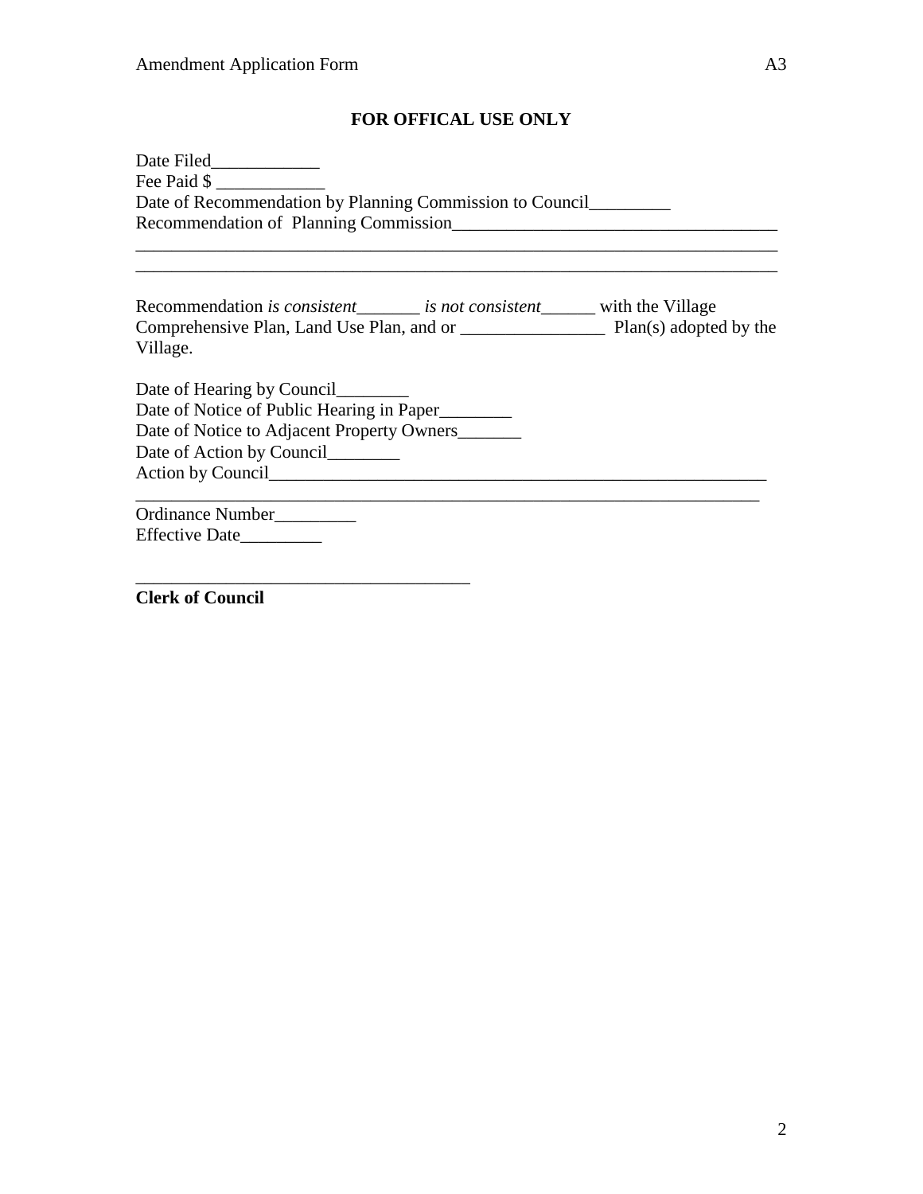**FOR OFFICAL USE ONLY**

Date Filed____________
Fee Paid $ ____________
Date of Recommendation by Planning Commission to Council_________
Recommendation of Planning Commission___________________________________
__________________________________________________________________________
__________________________________________________________________________

Recommendation *is consistent*_______ *is not consistent*______ with the Village Comprehensive Plan, Land Use Plan, and or ________________ Plan(s) adopted by the Village.

Date of Hearing by Council________
Date of Notice of Public Hearing in Paper________
Date of Notice to Adjacent Property Owners_______
Date of Action by Council________
Action by Council__________________________________________________________
_________________________________________________________________________
Ordinance Number_________
Effective Date_________

_____________________________________
**Clerk of Council**